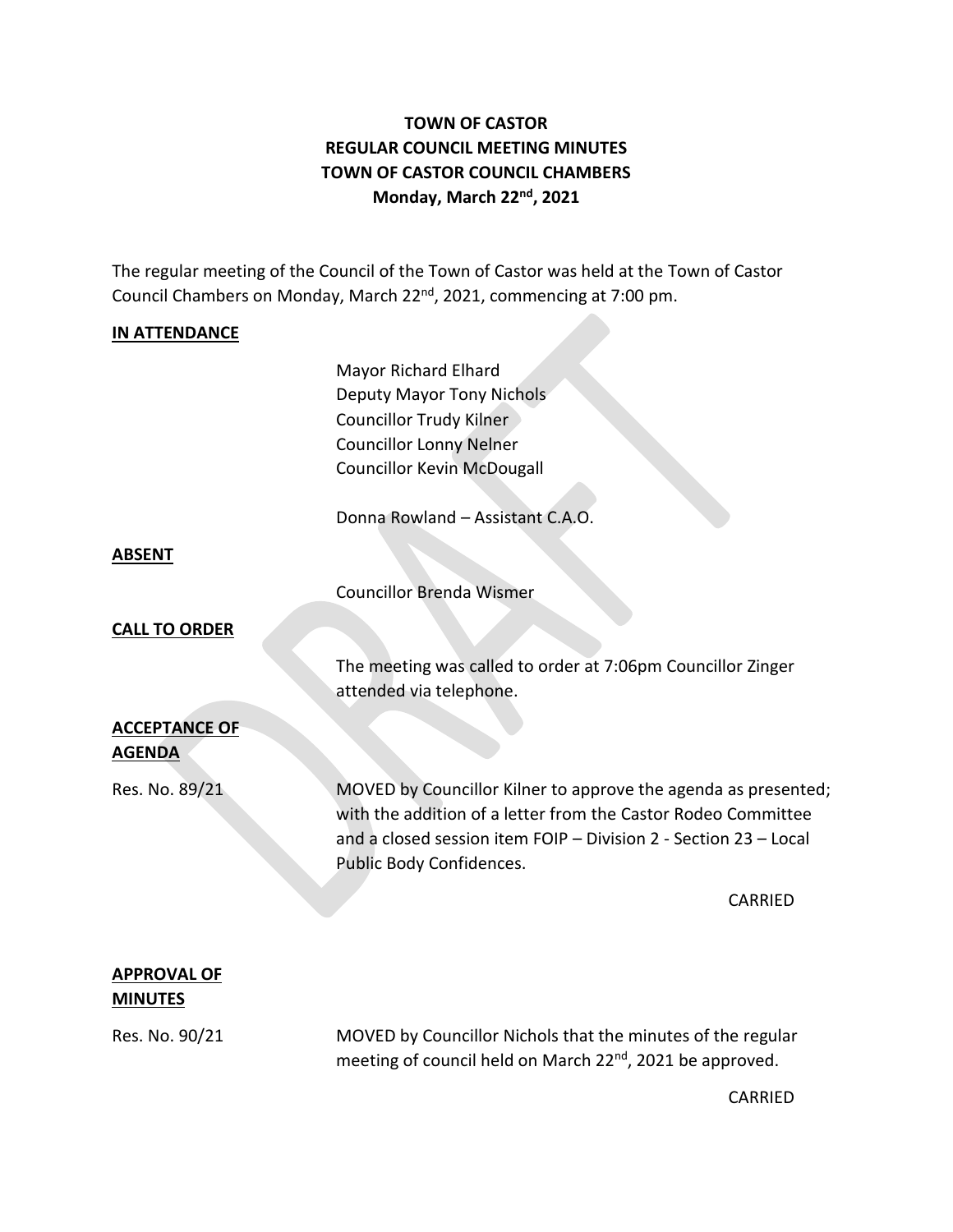# TOWN OF CASTOR
## REGULAR COUNCIL MEETING MINUTES
## TOWN OF CASTOR COUNCIL CHAMBERS
## Monday, March 22nd, 2021

The regular meeting of the Council of the Town of Castor was held at the Town of Castor Council Chambers on Monday, March 22nd, 2021, commencing at 7:00 pm.

**IN ATTENDANCE**

Mayor Richard Elhard
Deputy Mayor Tony Nichols
Councillor Trudy Kilner
Councillor Lonny Nelner
Councillor Kevin McDougall

Donna Rowland – Assistant C.A.O.

**ABSENT**

Councillor Brenda Wismer

**CALL TO ORDER**

The meeting was called to order at 7:06pm Councillor Zinger attended via telephone.

**ACCEPTANCE OF AGENDA**

Res. No. 89/21

MOVED by Councillor Kilner to approve the agenda as presented; with the addition of a letter from the Castor Rodeo Committee and a closed session item FOIP – Division 2 - Section 23 – Local Public Body Confidences.

CARRIED

**APPROVAL OF MINUTES**

Res. No. 90/21

MOVED by Councillor Nichols that the minutes of the regular meeting of council held on March 22nd, 2021 be approved.

CARRIED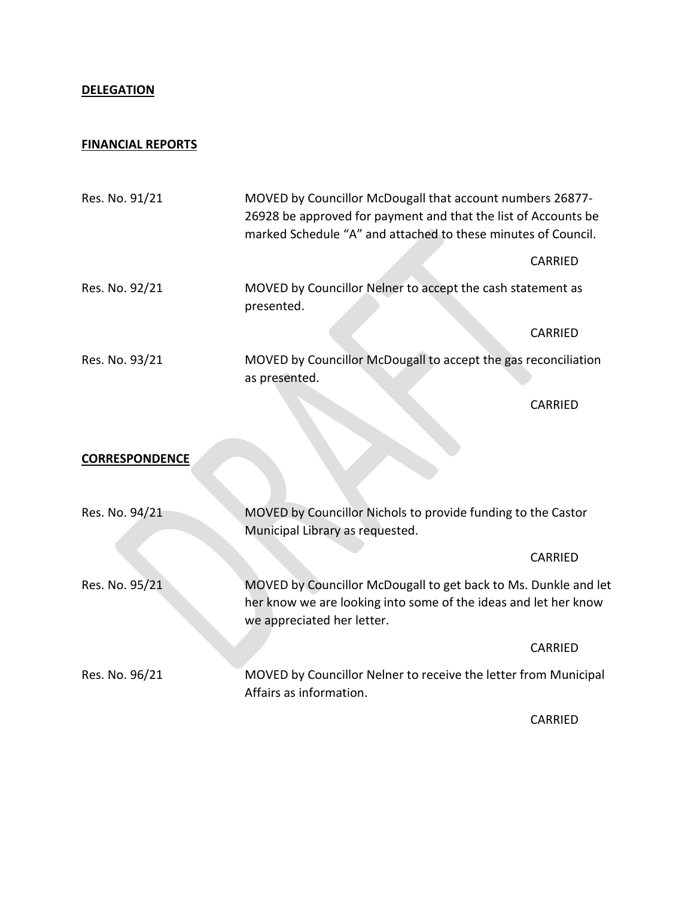**DELEGATION**

**FINANCIAL REPORTS**

Res. No. 91/21 MOVED by Councillor McDougall that account numbers 26877-26928 be approved for payment and that the list of Accounts be marked Schedule "A" and attached to these minutes of Council.

CARRIED

Res. No. 92/21 MOVED by Councillor Nelner to accept the cash statement as presented.

CARRIED

Res. No. 93/21 MOVED by Councillor McDougall to accept the gas reconciliation as presented.

CARRIED

**CORRESPONDENCE**

Res. No. 94/21 MOVED by Councillor Nichols to provide funding to the Castor Municipal Library as requested.

CARRIED

Res. No. 95/21 MOVED by Councillor McDougall to get back to Ms. Dunkle and let her know we are looking into some of the ideas and let her know we appreciated her letter.

CARRIED

Res. No. 96/21 MOVED by Councillor Nelner to receive the letter from Municipal Affairs as information.

CARRIED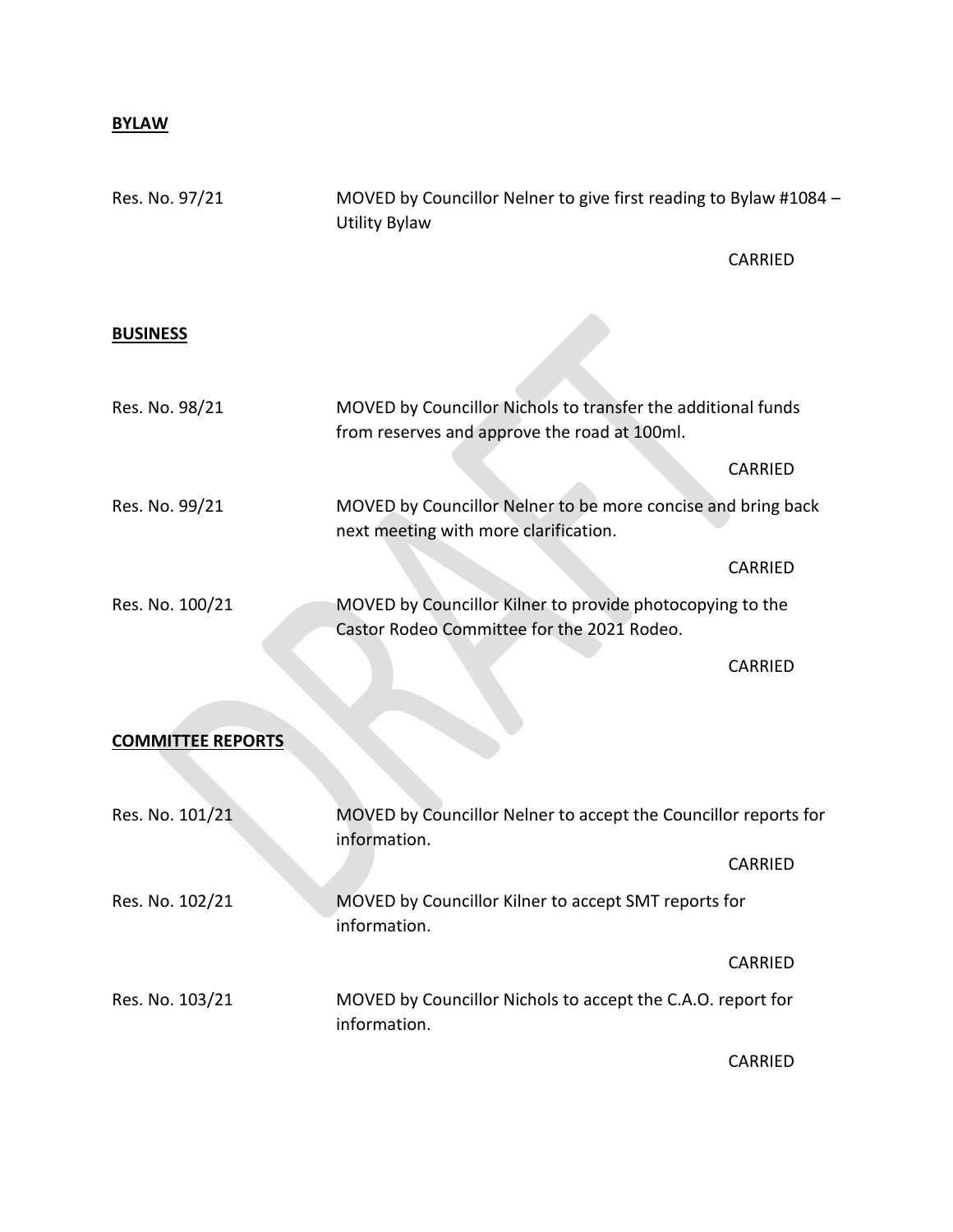**BYLAW**

Res. No. 97/21 MOVED by Councillor Nelner to give first reading to Bylaw #1084 – Utility Bylaw

CARRIED

**BUSINESS**

Res. No. 98/21 MOVED by Councillor Nichols to transfer the additional funds from reserves and approve the road at 100ml.

CARRIED

Res. No. 99/21 MOVED by Councillor Nelner to be more concise and bring back next meeting with more clarification.

CARRIED

Res. No. 100/21 MOVED by Councillor Kilner to provide photocopying to the Castor Rodeo Committee for the 2021 Rodeo.

CARRIED

**COMMITTEE REPORTS**

Res. No. 101/21 MOVED by Councillor Nelner to accept the Councillor reports for information.

CARRIED

Res. No. 102/21 MOVED by Councillor Kilner to accept SMT reports for information.

CARRIED

Res. No. 103/21 MOVED by Councillor Nichols to accept the C.A.O. report for information.

CARRIED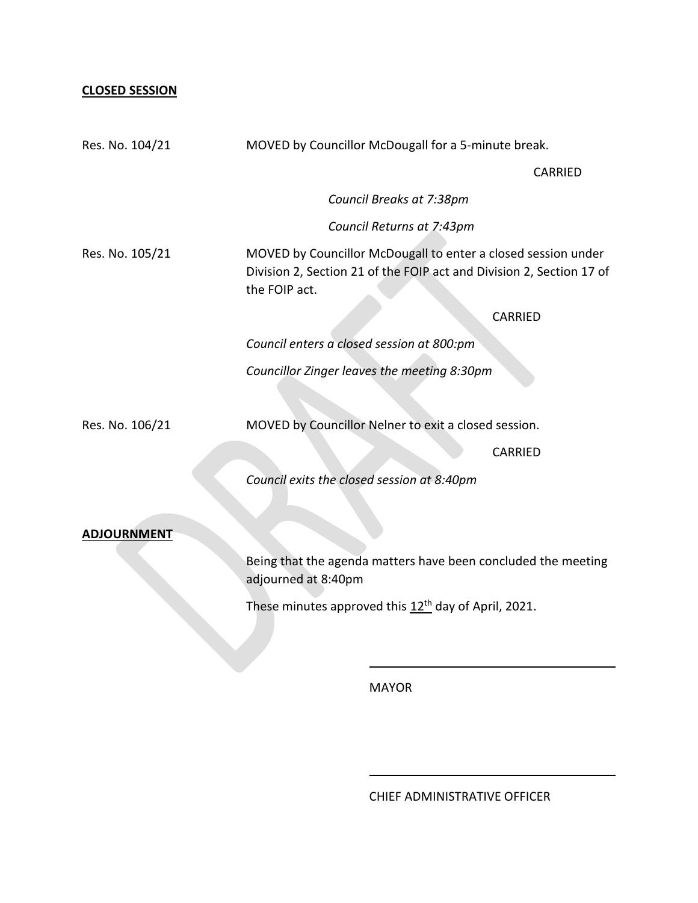**CLOSED SESSION**

| | |
|---|---|
| Res. No. 104/21 | MOVED by Councillor McDougall for a 5-minute break. |
| | CARRIED |
| | *Council Breaks at 7:38pm* |
| | *Council Returns at 7:43pm* |
| Res. No. 105/21 | MOVED by Councillor McDougall to enter a closed session under Division 2, Section 21 of the FOIP act and Division 2, Section 17 of the FOIP act. |
| | CARRIED |
| | *Council enters a closed session at 800:pm* |
| | *Councillor Zinger leaves the meeting 8:30pm* |
| Res. No. 106/21 | MOVED by Councillor Nelner to exit a closed session. |
| | CARRIED |
| | *Council exits the closed session at 8:40pm* |

**ADJOURNMENT**

Being that the agenda matters have been concluded the meeting adjourned at 8:40pm

These minutes approved this 12th day of April, 2021.

MAYOR

CHIEF ADMINISTRATIVE OFFICER